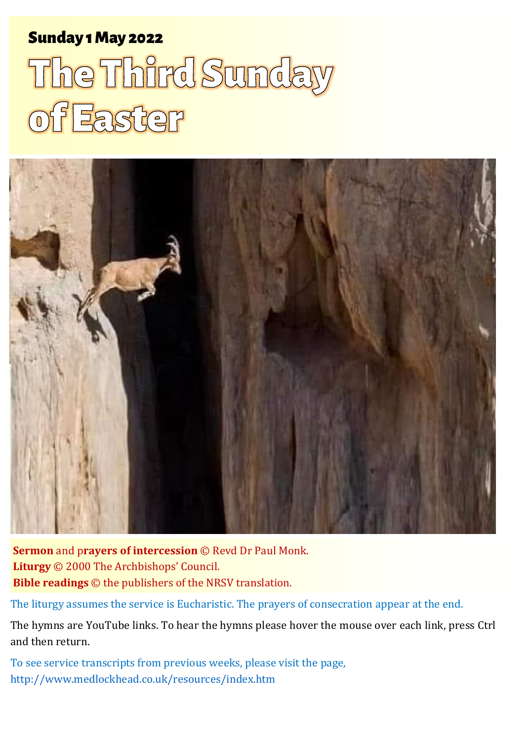**Sunday 1 May 2022**

# The Third Sunday of Easter

**Sermon** and p**rayers of intercession** © Revd Dr Paul Monk.
**Liturgy** © 2000 The Archbishops' Council.
**Bible readings** © the publishers of the NRSV translation.

The liturgy assumes the service is Eucharistic. The prayers of consecration appear at the end.

The hymns are YouTube links. To hear the hymns please hover the mouse over each link, press Ctrl and then return.

To see service transcripts from previous weeks, please visit the page, http://www.medlockhead.co.uk/resources/index.htm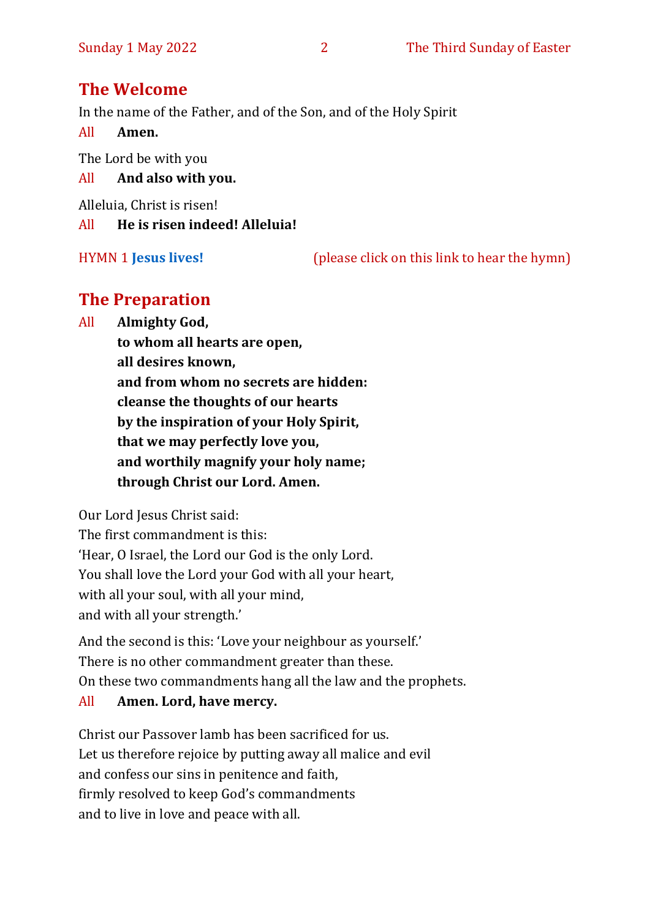## The Welcome

In the name of the Father, and of the Son, and of the Holy Spirit

All **Amen.**

The Lord be with you

All **And also with you.**

Alleluia, Christ is risen!

All **He is risen indeed! Alleluia!**

HYMN 1 **Jesus lives!** (please click on this link to hear the hymn)

## The Preparation

All **Almighty God,**
**to whom all hearts are open,**
**all desires known,**
**and from whom no secrets are hidden:**
**cleanse the thoughts of our hearts**
**by the inspiration of your Holy Spirit,**
**that we may perfectly love you,**
**and worthily magnify your holy name;**
**through Christ our Lord. Amen.**

Our Lord Jesus Christ said:
The first commandment is this:
'Hear, O Israel, the Lord our God is the only Lord.
You shall love the Lord your God with all your heart,
with all your soul, with all your mind,
and with all your strength.'

And the second is this: 'Love your neighbour as yourself.'
There is no other commandment greater than these.
On these two commandments hang all the law and the prophets.

All **Amen. Lord, have mercy.**

Christ our Passover lamb has been sacrificed for us.
Let us therefore rejoice by putting away all malice and evil
and confess our sins in penitence and faith,
firmly resolved to keep God's commandments
and to live in love and peace with all.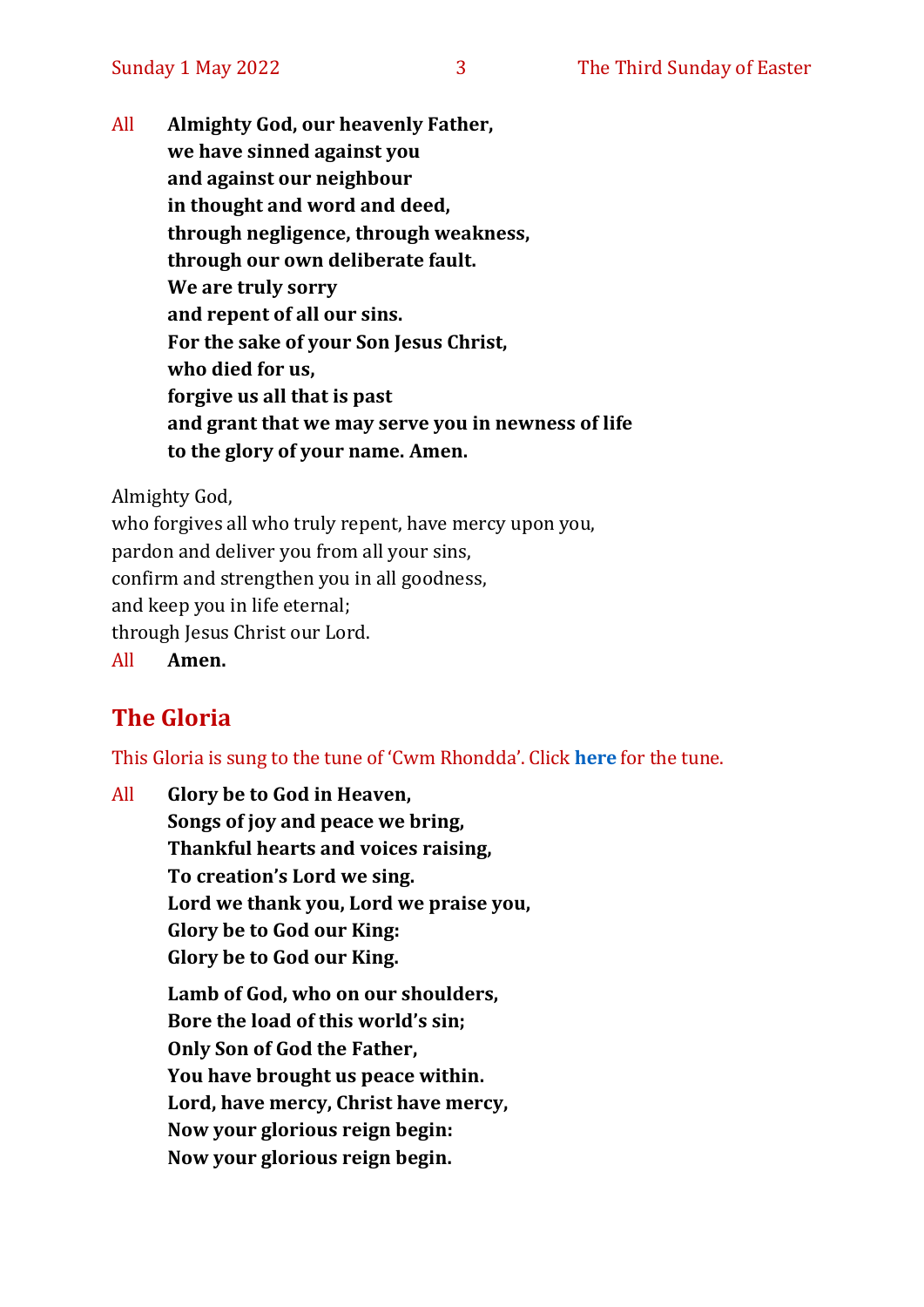All **Almighty God, our heavenly Father,**
**we have sinned against you**
**and against our neighbour**
**in thought and word and deed,**
**through negligence, through weakness,**
**through our own deliberate fault.**
**We are truly sorry**
**and repent of all our sins.**
**For the sake of your Son Jesus Christ,**
**who died for us,**
**forgive us all that is past**
**and grant that we may serve you in newness of life**
**to the glory of your name. Amen.**

Almighty God,
who forgives all who truly repent, have mercy upon you,
pardon and deliver you from all your sins,
confirm and strengthen you in all goodness,
and keep you in life eternal;
through Jesus Christ our Lord.

All **Amen.**

## The Gloria

This Gloria is sung to the tune of 'Cwm Rhondda'. Click **here** for the tune.

All **Glory be to God in Heaven,**
**Songs of joy and peace we bring,**
**Thankful hearts and voices raising,**
**To creation's Lord we sing.**
**Lord we thank you, Lord we praise you,**
**Glory be to God our King:**
**Glory be to God our King.**

**Lamb of God, who on our shoulders,**
**Bore the load of this world's sin;**
**Only Son of God the Father,**
**You have brought us peace within.**
**Lord, have mercy, Christ have mercy,**
**Now your glorious reign begin:**
**Now your glorious reign begin.**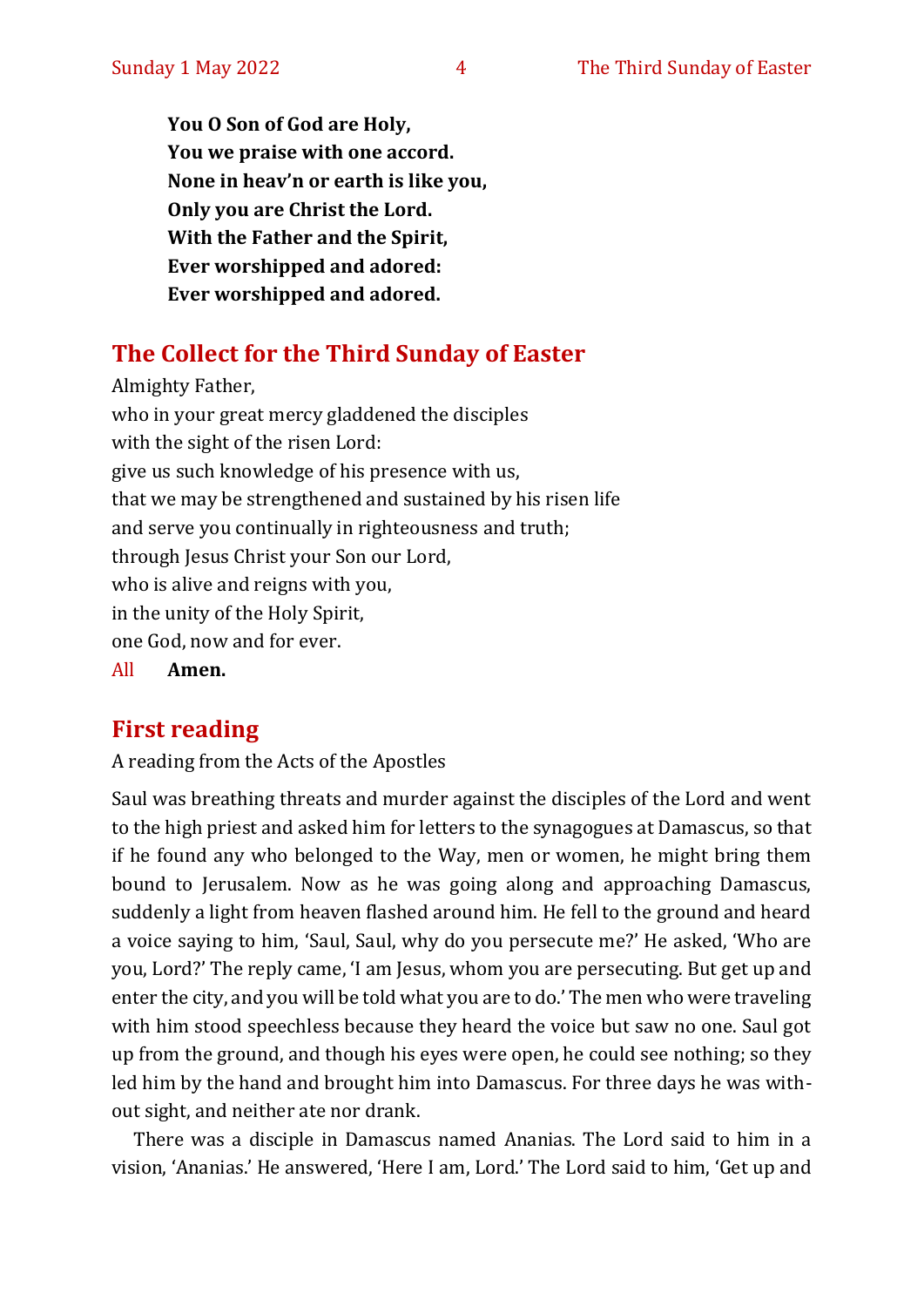**You O Son of God are Holy,**
**You we praise with one accord.**
**None in heav'n or earth is like you,**
**Only you are Christ the Lord.**
**With the Father and the Spirit,**
**Ever worshipped and adored:**
**Ever worshipped and adored.**

## The Collect for the Third Sunday of Easter

Almighty Father,
who in your great mercy gladdened the disciples
with the sight of the risen Lord:
give us such knowledge of his presence with us,
that we may be strengthened and sustained by his risen life
and serve you continually in righteousness and truth;
through Jesus Christ your Son our Lord,
who is alive and reigns with you,
in the unity of the Holy Spirit,
one God, now and for ever.
All **Amen.**

## First reading

A reading from the Acts of the Apostles

Saul was breathing threats and murder against the disciples of the Lord and went to the high priest and asked him for letters to the synagogues at Damascus, so that if he found any who belonged to the Way, men or women, he might bring them bound to Jerusalem. Now as he was going along and approaching Damascus, suddenly a light from heaven flashed around him. He fell to the ground and heard a voice saying to him, 'Saul, Saul, why do you persecute me?' He asked, 'Who are you, Lord?' The reply came, 'I am Jesus, whom you are persecuting. But get up and enter the city, and you will be told what you are to do.' The men who were traveling with him stood speechless because they heard the voice but saw no one. Saul got up from the ground, and though his eyes were open, he could see nothing; so they led him by the hand and brought him into Damascus. For three days he was without sight, and neither ate nor drank.

There was a disciple in Damascus named Ananias. The Lord said to him in a vision, 'Ananias.' He answered, 'Here I am, Lord.' The Lord said to him, 'Get up and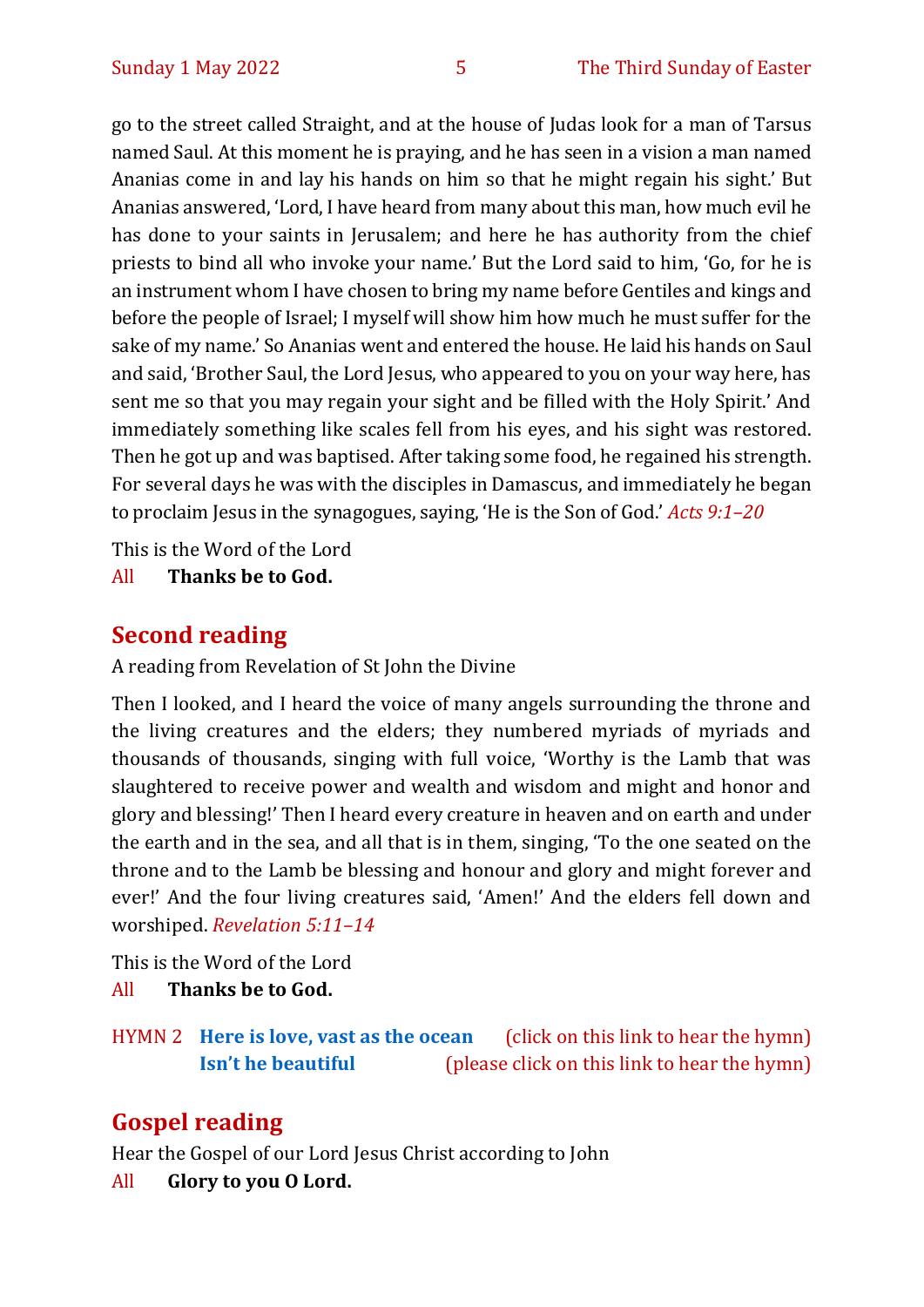go to the street called Straight, and at the house of Judas look for a man of Tarsus named Saul. At this moment he is praying, and he has seen in a vision a man named Ananias come in and lay his hands on him so that he might regain his sight.' But Ananias answered, 'Lord, I have heard from many about this man, how much evil he has done to your saints in Jerusalem; and here he has authority from the chief priests to bind all who invoke your name.' But the Lord said to him, 'Go, for he is an instrument whom I have chosen to bring my name before Gentiles and kings and before the people of Israel; I myself will show him how much he must suffer for the sake of my name.' So Ananias went and entered the house. He laid his hands on Saul and said, 'Brother Saul, the Lord Jesus, who appeared to you on your way here, has sent me so that you may regain your sight and be filled with the Holy Spirit.' And immediately something like scales fell from his eyes, and his sight was restored. Then he got up and was baptised. After taking some food, he regained his strength. For several days he was with the disciples in Damascus, and immediately he began to proclaim Jesus in the synagogues, saying, 'He is the Son of God.' *Acts 9:1–20*

This is the Word of the Lord

All **Thanks be to God.**

## Second reading

A reading from Revelation of St John the Divine

Then I looked, and I heard the voice of many angels surrounding the throne and the living creatures and the elders; they numbered myriads of myriads and thousands of thousands, singing with full voice, 'Worthy is the Lamb that was slaughtered to receive power and wealth and wisdom and might and honor and glory and blessing!' Then I heard every creature in heaven and on earth and under the earth and in the sea, and all that is in them, singing, 'To the one seated on the throne and to the Lamb be blessing and honour and glory and might forever and ever!' And the four living creatures said, 'Amen!' And the elders fell down and worshiped. *Revelation 5:11–14*

This is the Word of the Lord

All **Thanks be to God.**

HYMN 2 **Here is love, vast as the ocean** (click on this link to hear the hymn)
**Isn't he beautiful** (please click on this link to hear the hymn)

## Gospel reading

Hear the Gospel of our Lord Jesus Christ according to John

All **Glory to you O Lord.**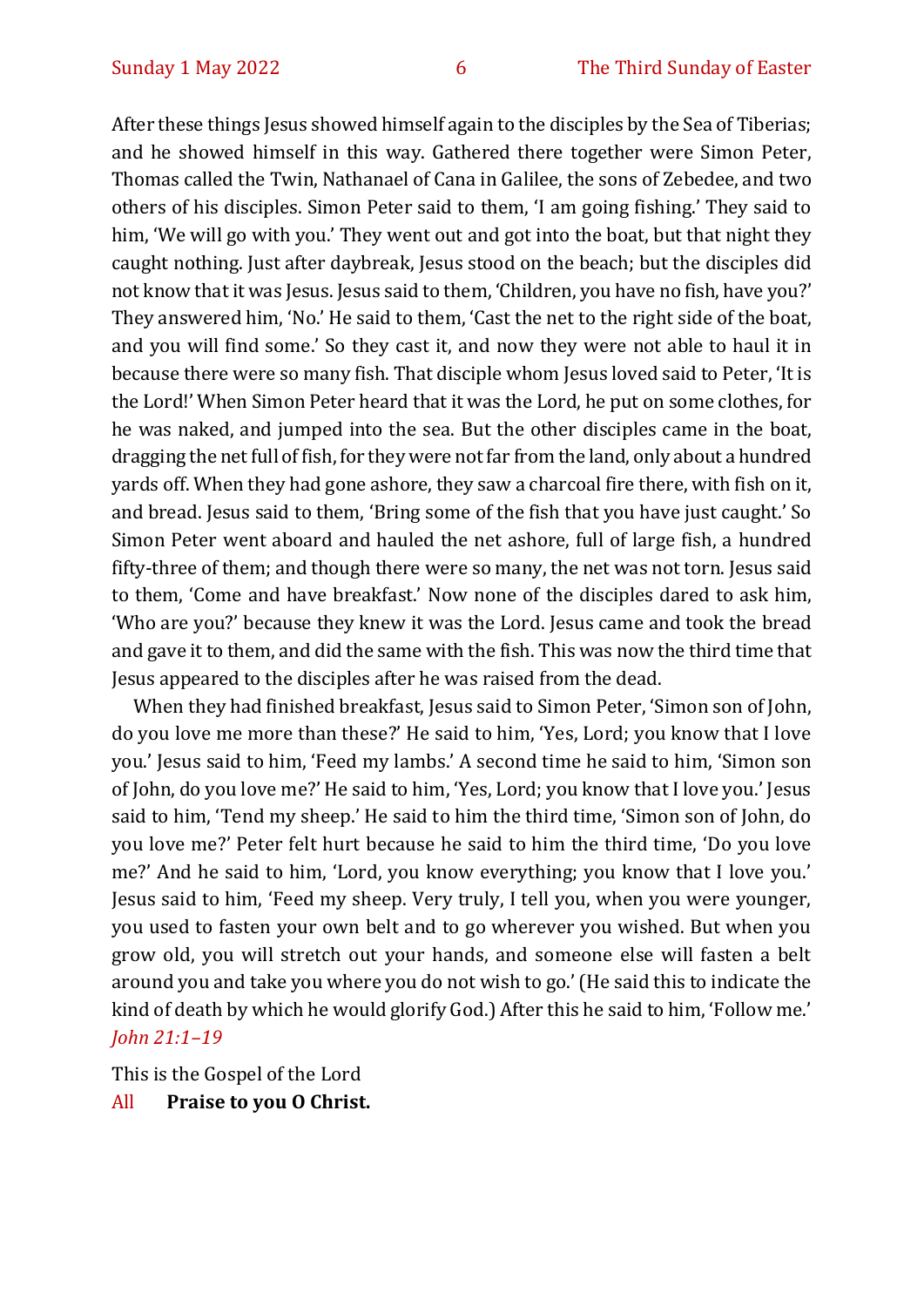After these things Jesus showed himself again to the disciples by the Sea of Tiberias; and he showed himself in this way. Gathered there together were Simon Peter, Thomas called the Twin, Nathanael of Cana in Galilee, the sons of Zebedee, and two others of his disciples. Simon Peter said to them, 'I am going fishing.' They said to him, 'We will go with you.' They went out and got into the boat, but that night they caught nothing. Just after daybreak, Jesus stood on the beach; but the disciples did not know that it was Jesus. Jesus said to them, 'Children, you have no fish, have you?' They answered him, 'No.' He said to them, 'Cast the net to the right side of the boat, and you will find some.' So they cast it, and now they were not able to haul it in because there were so many fish. That disciple whom Jesus loved said to Peter, 'It is the Lord!' When Simon Peter heard that it was the Lord, he put on some clothes, for he was naked, and jumped into the sea. But the other disciples came in the boat, dragging the net full of fish, for they were not far from the land, only about a hundred yards off. When they had gone ashore, they saw a charcoal fire there, with fish on it, and bread. Jesus said to them, 'Bring some of the fish that you have just caught.' So Simon Peter went aboard and hauled the net ashore, full of large fish, a hundred fifty-three of them; and though there were so many, the net was not torn. Jesus said to them, 'Come and have breakfast.' Now none of the disciples dared to ask him, 'Who are you?' because they knew it was the Lord. Jesus came and took the bread and gave it to them, and did the same with the fish. This was now the third time that Jesus appeared to the disciples after he was raised from the dead.

When they had finished breakfast, Jesus said to Simon Peter, 'Simon son of John, do you love me more than these?' He said to him, 'Yes, Lord; you know that I love you.' Jesus said to him, 'Feed my lambs.' A second time he said to him, 'Simon son of John, do you love me?' He said to him, 'Yes, Lord; you know that I love you.' Jesus said to him, 'Tend my sheep.' He said to him the third time, 'Simon son of John, do you love me?' Peter felt hurt because he said to him the third time, 'Do you love me?' And he said to him, 'Lord, you know everything; you know that I love you.' Jesus said to him, 'Feed my sheep. Very truly, I tell you, when you were younger, you used to fasten your own belt and to go wherever you wished. But when you grow old, you will stretch out your hands, and someone else will fasten a belt around you and take you where you do not wish to go.' (He said this to indicate the kind of death by which he would glorify God.) After this he said to him, 'Follow me.'
*John 21:1–19*

This is the Gospel of the Lord
All **Praise to you O Christ.**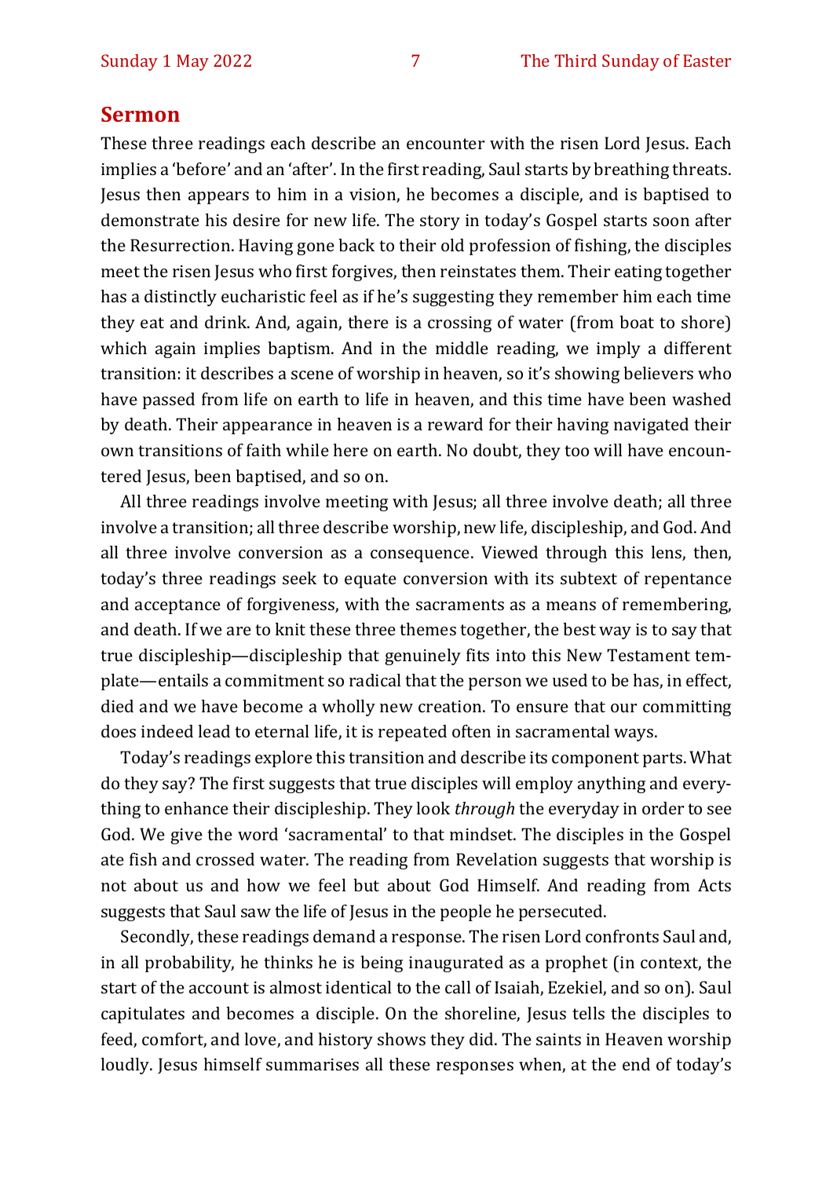## Sermon

These three readings each describe an encounter with the risen Lord Jesus. Each implies a 'before' and an 'after'. In the first reading, Saul starts by breathing threats. Jesus then appears to him in a vision, he becomes a disciple, and is baptised to demonstrate his desire for new life. The story in today's Gospel starts soon after the Resurrection. Having gone back to their old profession of fishing, the disciples meet the risen Jesus who first forgives, then reinstates them. Their eating together has a distinctly eucharistic feel as if he's suggesting they remember him each time they eat and drink. And, again, there is a crossing of water (from boat to shore) which again implies baptism. And in the middle reading, we imply a different transition: it describes a scene of worship in heaven, so it's showing believers who have passed from life on earth to life in heaven, and this time have been washed by death. Their appearance in heaven is a reward for their having navigated their own transitions of faith while here on earth. No doubt, they too will have encountered Jesus, been baptised, and so on.

All three readings involve meeting with Jesus; all three involve death; all three involve a transition; all three describe worship, new life, discipleship, and God. And all three involve conversion as a consequence. Viewed through this lens, then, today's three readings seek to equate conversion with its subtext of repentance and acceptance of forgiveness, with the sacraments as a means of remembering, and death. If we are to knit these three themes together, the best way is to say that true discipleship—discipleship that genuinely fits into this New Testament template—entails a commitment so radical that the person we used to be has, in effect, died and we have become a wholly new creation. To ensure that our committing does indeed lead to eternal life, it is repeated often in sacramental ways.

Today's readings explore this transition and describe its component parts. What do they say? The first suggests that true disciples will employ anything and everything to enhance their discipleship. They look *through* the everyday in order to see God. We give the word 'sacramental' to that mindset. The disciples in the Gospel ate fish and crossed water. The reading from Revelation suggests that worship is not about us and how we feel but about God Himself. And reading from Acts suggests that Saul saw the life of Jesus in the people he persecuted.

Secondly, these readings demand a response. The risen Lord confronts Saul and, in all probability, he thinks he is being inaugurated as a prophet (in context, the start of the account is almost identical to the call of Isaiah, Ezekiel, and so on). Saul capitulates and becomes a disciple. On the shoreline, Jesus tells the disciples to feed, comfort, and love, and history shows they did. The saints in Heaven worship loudly. Jesus himself summarises all these responses when, at the end of today's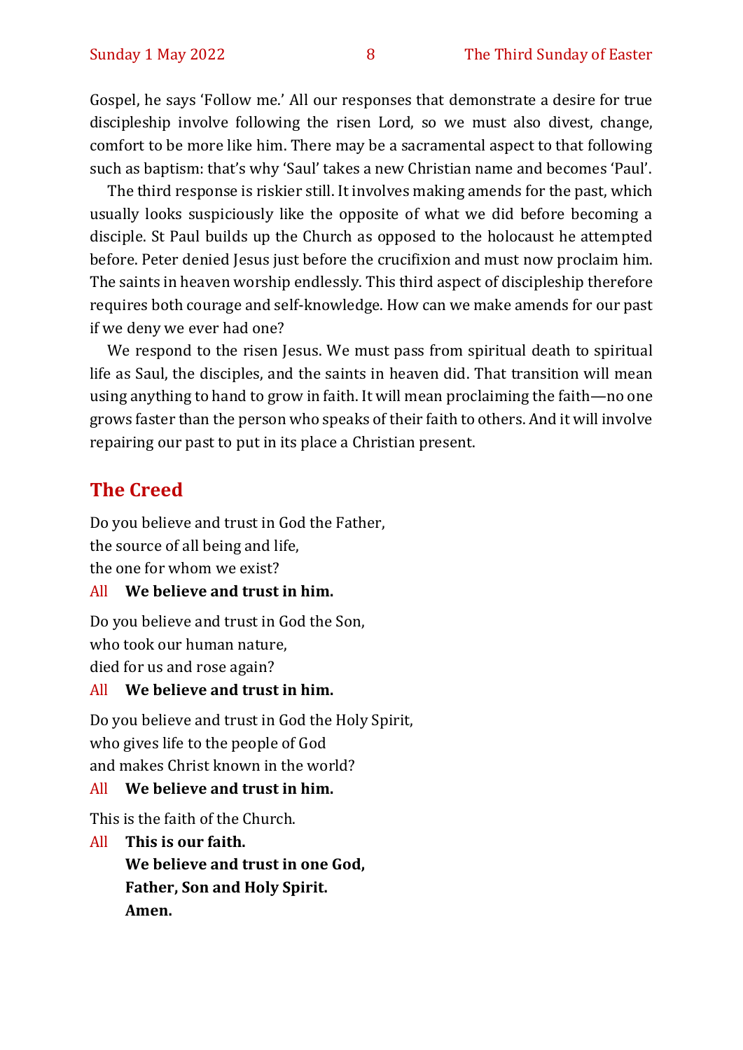Gospel, he says 'Follow me.' All our responses that demonstrate a desire for true discipleship involve following the risen Lord, so we must also divest, change, comfort to be more like him. There may be a sacramental aspect to that following such as baptism: that's why 'Saul' takes a new Christian name and becomes 'Paul'.

The third response is riskier still. It involves making amends for the past, which usually looks suspiciously like the opposite of what we did before becoming a disciple. St Paul builds up the Church as opposed to the holocaust he attempted before. Peter denied Jesus just before the crucifixion and must now proclaim him. The saints in heaven worship endlessly. This third aspect of discipleship therefore requires both courage and self-knowledge. How can we make amends for our past if we deny we ever had one?

We respond to the risen Jesus. We must pass from spiritual death to spiritual life as Saul, the disciples, and the saints in heaven did. That transition will mean using anything to hand to grow in faith. It will mean proclaiming the faith—no one grows faster than the person who speaks of their faith to others. And it will involve repairing our past to put in its place a Christian present.

## The Creed

Do you believe and trust in God the Father,
the source of all being and life,
the one for whom we exist?

All **We believe and trust in him.**

Do you believe and trust in God the Son,
who took our human nature,
died for us and rose again?

All **We believe and trust in him.**

Do you believe and trust in God the Holy Spirit,
who gives life to the people of God
and makes Christ known in the world?

All **We believe and trust in him.**

This is the faith of the Church.

All **This is our faith.**
**We believe and trust in one God,**
**Father, Son and Holy Spirit.**
**Amen.**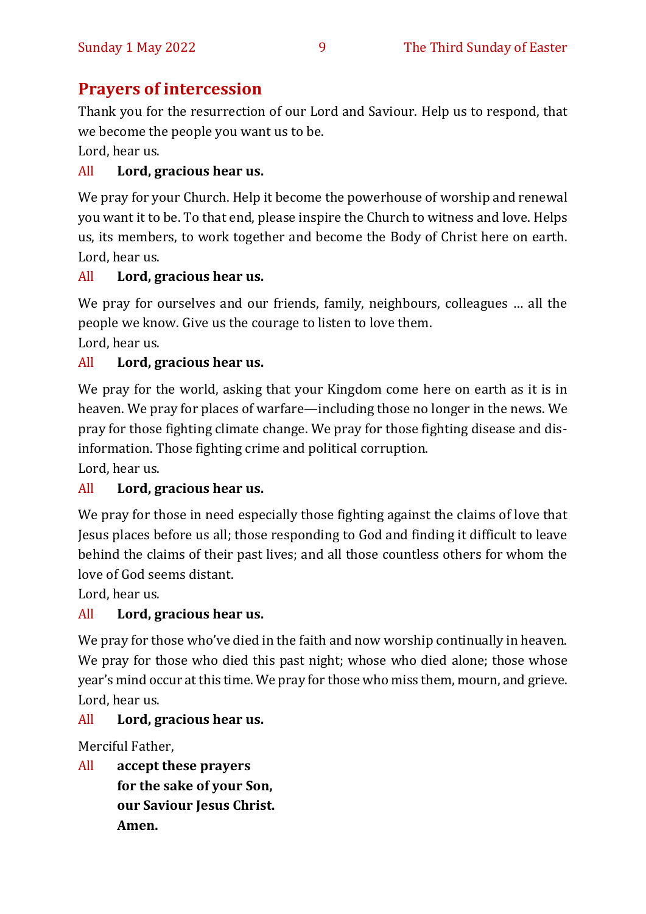## Prayers of intercession

Thank you for the resurrection of our Lord and Saviour. Help us to respond, that we become the people you want us to be.
Lord, hear us.

All **Lord, gracious hear us.**

We pray for your Church. Help it become the powerhouse of worship and renewal you want it to be. To that end, please inspire the Church to witness and love. Helps us, its members, to work together and become the Body of Christ here on earth. Lord, hear us.

All **Lord, gracious hear us.**

We pray for ourselves and our friends, family, neighbours, colleagues … all the people we know. Give us the courage to listen to love them.
Lord, hear us.

All **Lord, gracious hear us.**

We pray for the world, asking that your Kingdom come here on earth as it is in heaven. We pray for places of warfare—including those no longer in the news. We pray for those fighting climate change. We pray for those fighting disease and dis-information. Those fighting crime and political corruption.
Lord, hear us.

All **Lord, gracious hear us.**

We pray for those in need especially those fighting against the claims of love that Jesus places before us all; those responding to God and finding it difficult to leave behind the claims of their past lives; and all those countless others for whom the love of God seems distant.
Lord, hear us.

All **Lord, gracious hear us.**

We pray for those who've died in the faith and now worship continually in heaven. We pray for those who died this past night; whose who died alone; those whose year's mind occur at this time. We pray for those who miss them, mourn, and grieve. Lord, hear us.

All **Lord, gracious hear us.**

Merciful Father,

All **accept these prayers**
**for the sake of your Son,**
**our Saviour Jesus Christ.**
**Amen.**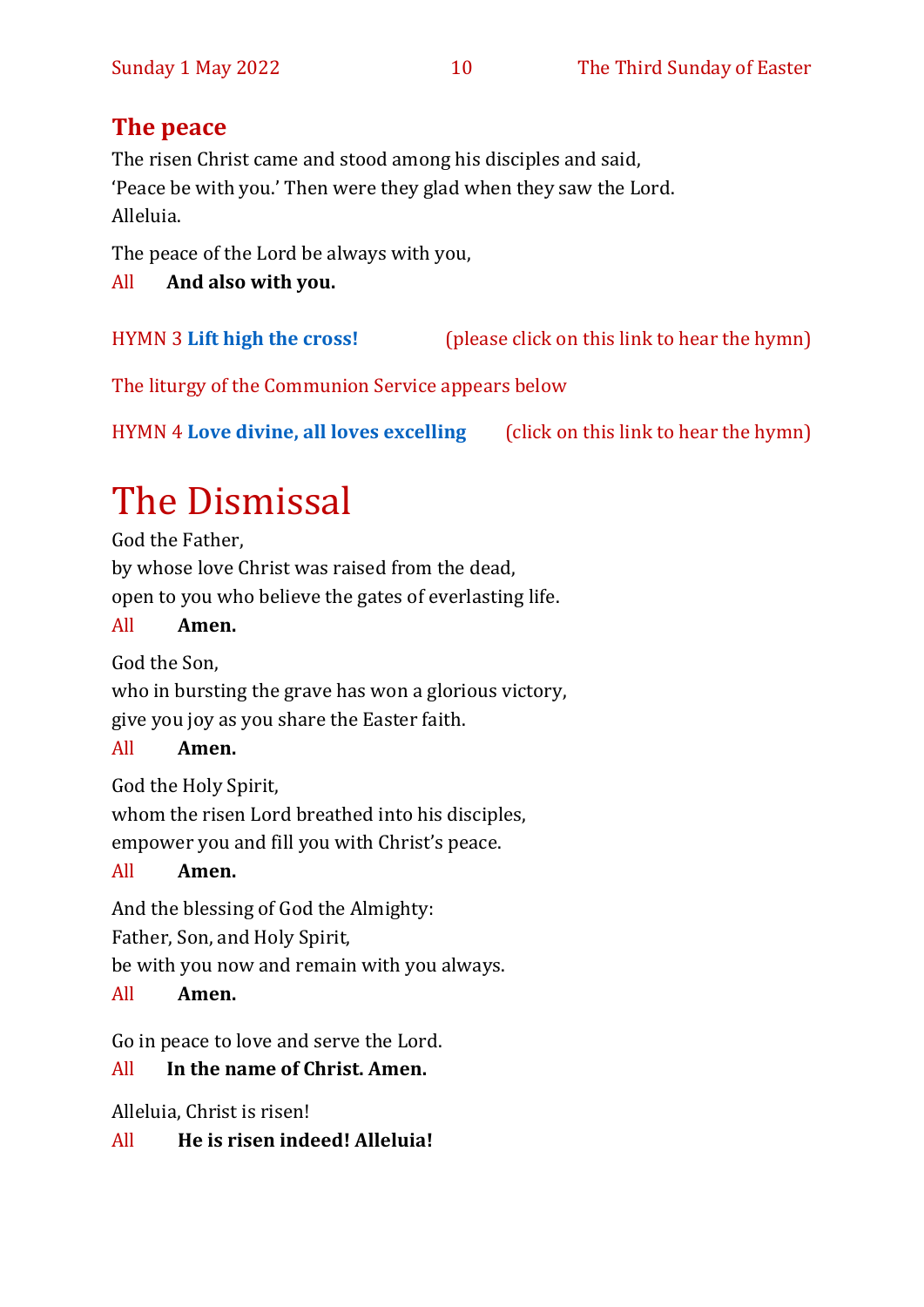## The peace

The risen Christ came and stood among his disciples and said,
'Peace be with you.' Then were they glad when they saw the Lord.
Alleluia.

The peace of the Lord be always with you,

All **And also with you.**

HYMN 3 **Lift high the cross!** (please click on this link to hear the hymn)

The liturgy of the Communion Service appears below

HYMN 4 **Love divine, all loves excelling** (click on this link to hear the hymn)

# The Dismissal

God the Father,
by whose love Christ was raised from the dead,
open to you who believe the gates of everlasting life.

All **Amen.**

God the Son,
who in bursting the grave has won a glorious victory,
give you joy as you share the Easter faith.

All **Amen.**

God the Holy Spirit,
whom the risen Lord breathed into his disciples,
empower you and fill you with Christ's peace.

All **Amen.**

And the blessing of God the Almighty:
Father, Son, and Holy Spirit,
be with you now and remain with you always.

All **Amen.**

Go in peace to love and serve the Lord.

All **In the name of Christ. Amen.**

Alleluia, Christ is risen!

All **He is risen indeed! Alleluia!**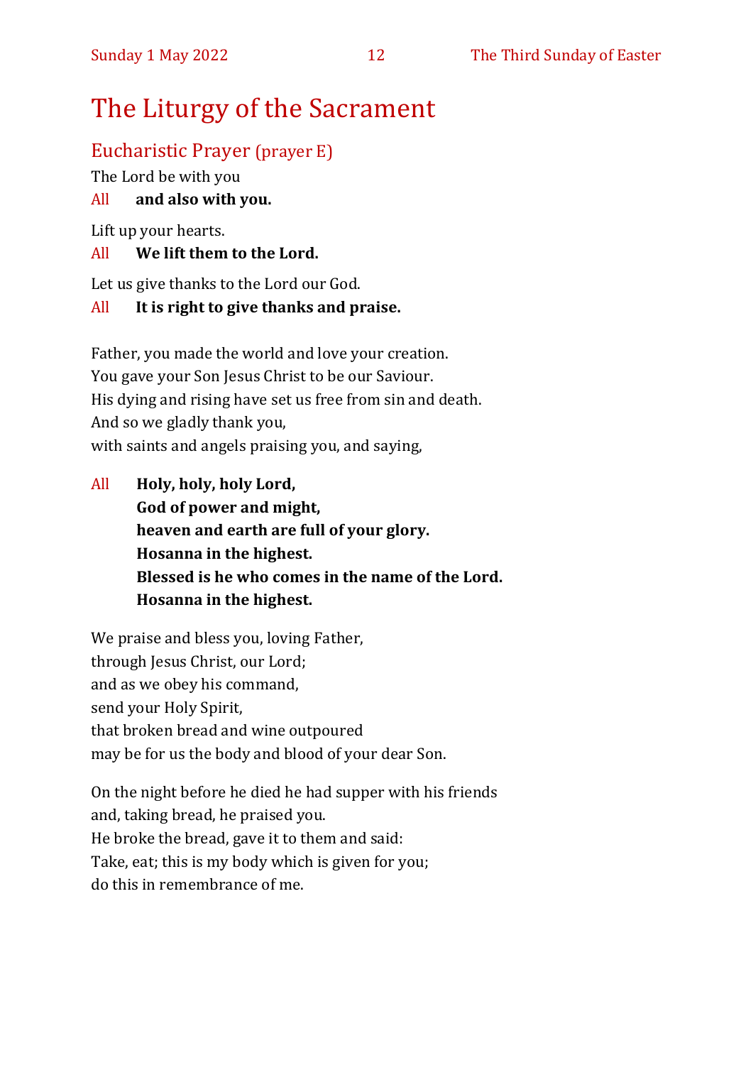# The Liturgy of the Sacrament

## Eucharistic Prayer (prayer E)

The Lord be with you

All **and also with you.**

Lift up your hearts.

All **We lift them to the Lord.**

Let us give thanks to the Lord our God.

All **It is right to give thanks and praise.**

Father, you made the world and love your creation.
You gave your Son Jesus Christ to be our Saviour.
His dying and rising have set us free from sin and death.
And so we gladly thank you,
with saints and angels praising you, and saying,

All **Holy, holy, holy Lord,**
**God of power and might,**
**heaven and earth are full of your glory.**
**Hosanna in the highest.**
**Blessed is he who comes in the name of the Lord.**
**Hosanna in the highest.**

We praise and bless you, loving Father,
through Jesus Christ, our Lord;
and as we obey his command,
send your Holy Spirit,
that broken bread and wine outpoured
may be for us the body and blood of your dear Son.

On the night before he died he had supper with his friends
and, taking bread, he praised you.
He broke the bread, gave it to them and said:
Take, eat; this is my body which is given for you;
do this in remembrance of me.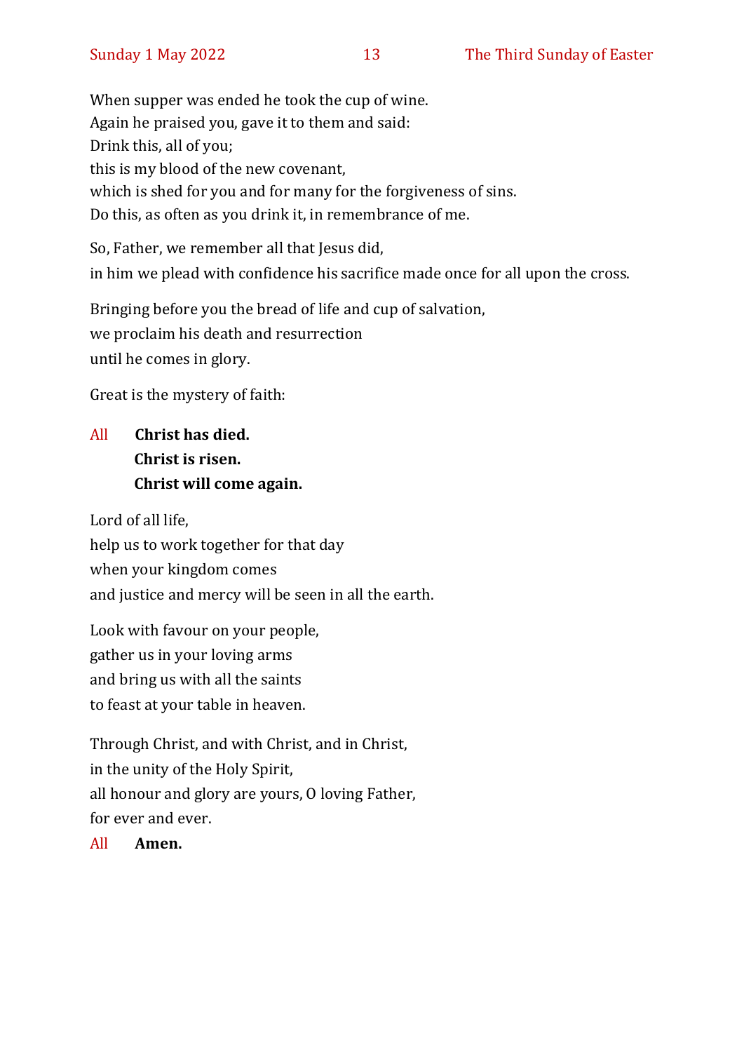When supper was ended he took the cup of wine.
Again he praised you, gave it to them and said:
Drink this, all of you;
this is my blood of the new covenant,
which is shed for you and for many for the forgiveness of sins.
Do this, as often as you drink it, in remembrance of me.

So, Father, we remember all that Jesus did,
in him we plead with confidence his sacrifice made once for all upon the cross.

Bringing before you the bread of life and cup of salvation,
we proclaim his death and resurrection
until he comes in glory.

Great is the mystery of faith:

All **Christ has died.**
**Christ is risen.**
**Christ will come again.**

Lord of all life,
help us to work together for that day
when your kingdom comes
and justice and mercy will be seen in all the earth.

Look with favour on your people,
gather us in your loving arms
and bring us with all the saints
to feast at your table in heaven.

Through Christ, and with Christ, and in Christ,
in the unity of the Holy Spirit,
all honour and glory are yours, O loving Father,
for ever and ever.

All **Amen.**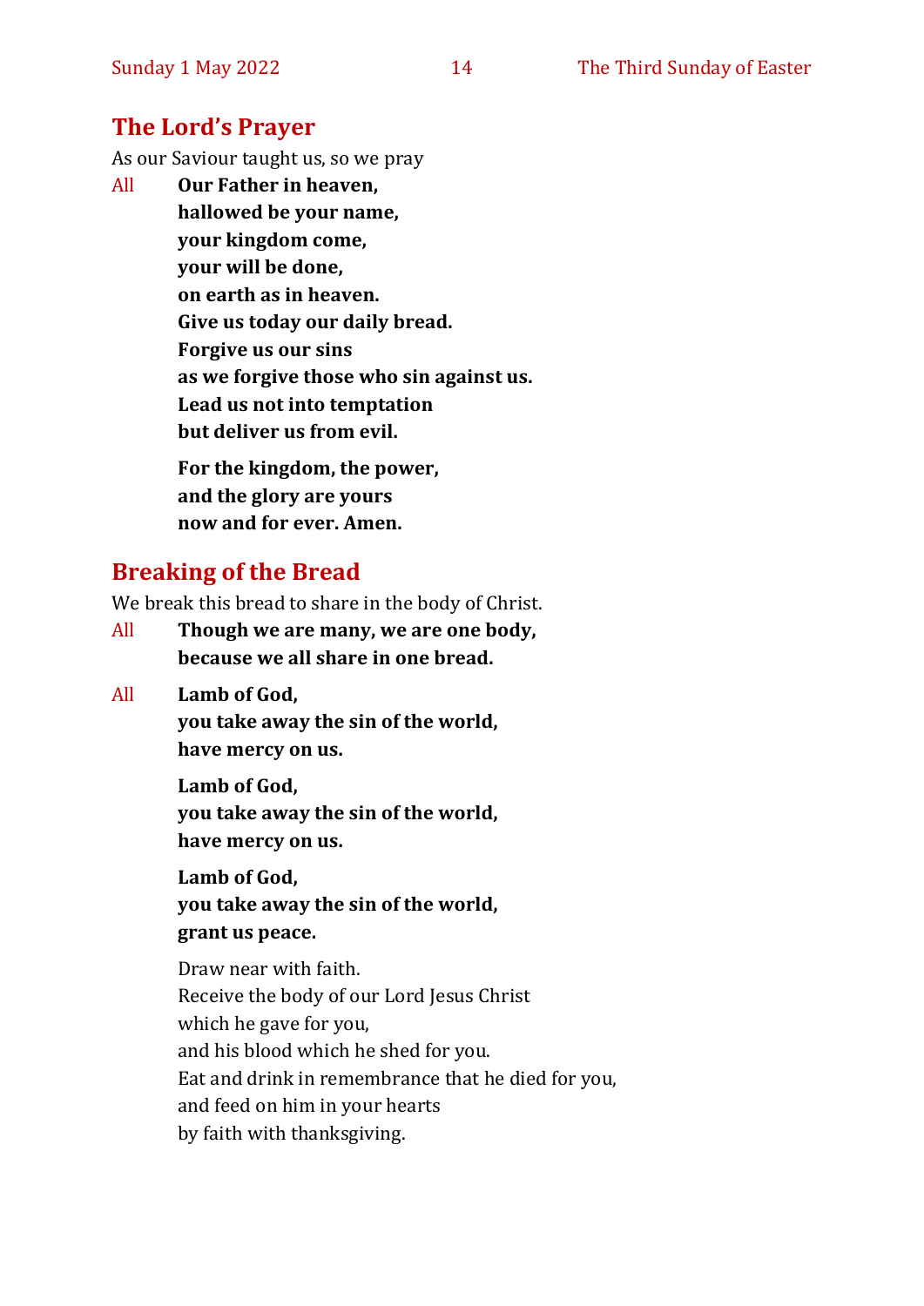## The Lord's Prayer

As our Saviour taught us, so we pray

All **Our Father in heaven,**
**hallowed be your name,**
**your kingdom come,**
**your will be done,**
**on earth as in heaven.**
**Give us today our daily bread.**
**Forgive us our sins**
**as we forgive those who sin against us.**
**Lead us not into temptation**
**but deliver us from evil.**

**For the kingdom, the power,**
**and the glory are yours**
**now and for ever. Amen.**

## Breaking of the Bread

We break this bread to share in the body of Christ.

All **Though we are many, we are one body,**
**because we all share in one bread.**

All **Lamb of God,**
**you take away the sin of the world,**
**have mercy on us.**

**Lamb of God,**
**you take away the sin of the world,**
**have mercy on us.**

**Lamb of God,**
**you take away the sin of the world,**
**grant us peace.**

Draw near with faith.
Receive the body of our Lord Jesus Christ
which he gave for you,
and his blood which he shed for you.
Eat and drink in remembrance that he died for you,
and feed on him in your hearts
by faith with thanksgiving.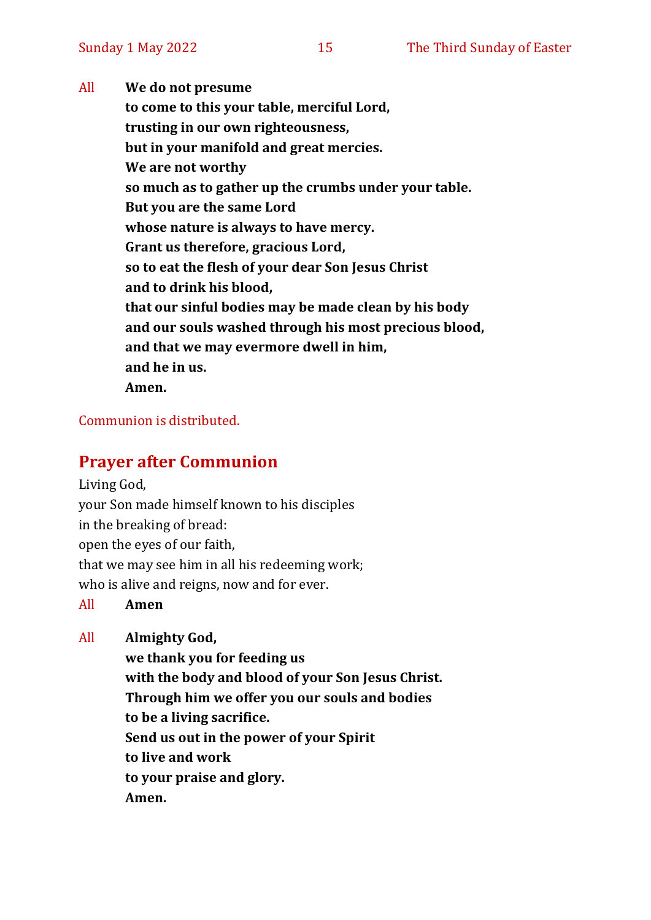All **We do not presume**
**to come to this your table, merciful Lord,**
**trusting in our own righteousness,**
**but in your manifold and great mercies.**
**We are not worthy**
**so much as to gather up the crumbs under your table.**
**But you are the same Lord**
**whose nature is always to have mercy.**
**Grant us therefore, gracious Lord,**
**so to eat the flesh of your dear Son Jesus Christ**
**and to drink his blood,**
**that our sinful bodies may be made clean by his body**
**and our souls washed through his most precious blood,**
**and that we may evermore dwell in him,**
**and he in us.**
**Amen.**

Communion is distributed.

## Prayer after Communion

Living God,
your Son made himself known to his disciples
in the breaking of bread:
open the eyes of our faith,
that we may see him in all his redeeming work;
who is alive and reigns, now and for ever.

All **Amen**

All **Almighty God,**
**we thank you for feeding us**
**with the body and blood of your Son Jesus Christ.**
**Through him we offer you our souls and bodies**
**to be a living sacrifice.**
**Send us out in the power of your Spirit**
**to live and work**
**to your praise and glory.**
**Amen.**